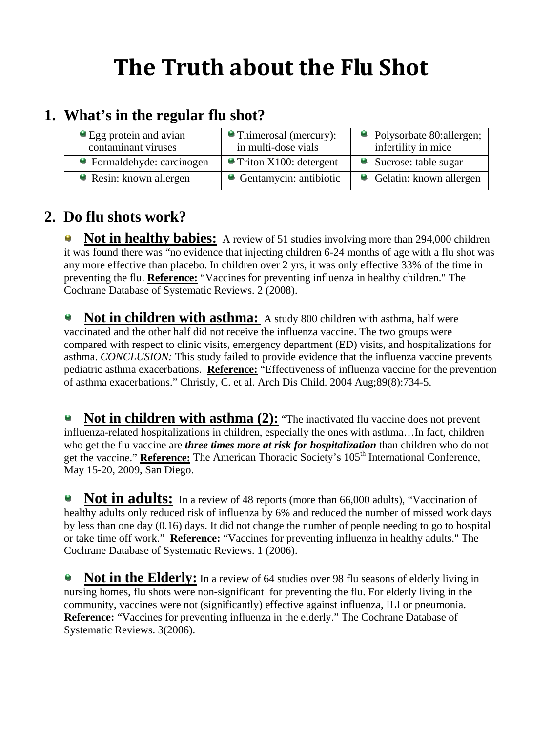# The Truth about the Flu Shot

## 1. What's in the regular flu shot?

| | | |
|---|---|---|
| Egg protein and avian contaminant viruses | Thimerosal (mercury): in multi-dose vials | Polysorbate 80:allergen; infertility in mice |
| Formaldehyde: carcinogen | Triton X100: detergent | Sucrose: table sugar |
| Resin: known allergen | Gentamycin: antibiotic | Gelatin: known allergen |

## 2. Do flu shots work?

- **Not in healthy babies:** A review of 51 studies involving more than 294,000 children it was found there was "no evidence that injecting children 6-24 months of age with a flu shot was any more effective than placebo. In children over 2 yrs, it was only effective 33% of the time in preventing the flu. **Reference:** "Vaccines for preventing influenza in healthy children." The Cochrane Database of Systematic Reviews. 2 (2008).

- **Not in children with asthma:** A study 800 children with asthma, half were vaccinated and the other half did not receive the influenza vaccine. The two groups were compared with respect to clinic visits, emergency department (ED) visits, and hospitalizations for asthma. *CONCLUSION:* This study failed to provide evidence that the influenza vaccine prevents pediatric asthma exacerbations. **Reference:** "Effectiveness of influenza vaccine for the prevention of asthma exacerbations." Christly, C. et al. Arch Dis Child. 2004 Aug;89(8):734-5.

- **Not in children with asthma (2):** "The inactivated flu vaccine does not prevent influenza-related hospitalizations in children, especially the ones with asthma…In fact, children who get the flu vaccine are ***three times more at risk for hospitalization*** than children who do not get the vaccine." **Reference:** The American Thoracic Society's 105th International Conference, May 15-20, 2009, San Diego.

- **Not in adults:** In a review of 48 reports (more than 66,000 adults), "Vaccination of healthy adults only reduced risk of influenza by 6% and reduced the number of missed work days by less than one day (0.16) days. It did not change the number of people needing to go to hospital or take time off work." **Reference:** "Vaccines for preventing influenza in healthy adults." The Cochrane Database of Systematic Reviews. 1 (2006).

- **Not in the Elderly:** In a review of 64 studies over 98 flu seasons of elderly living in nursing homes, flu shots were non-significant for preventing the flu. For elderly living in the community, vaccines were not (significantly) effective against influenza, ILI or pneumonia. **Reference:** "Vaccines for preventing influenza in the elderly." The Cochrane Database of Systematic Reviews. 3(2006).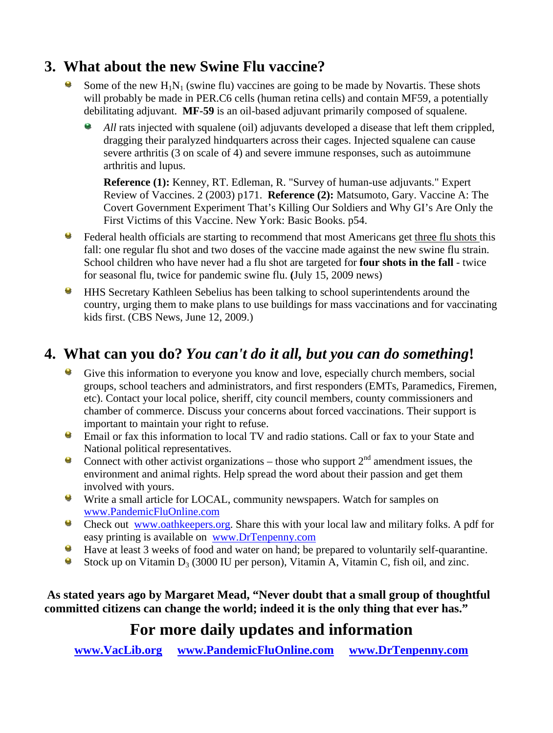## 3. What about the new Swine Flu vaccine?

- Some of the new $H_1N_1$ (swine flu) vaccines are going to be made by Novartis. These shots will probably be made in PER.C6 cells (human retina cells) and contain MF59, a potentially debilitating adjuvant. **MF-59** is an oil-based adjuvant primarily composed of squalene.
  - *All* rats injected with squalene (oil) adjuvants developed a disease that left them crippled, dragging their paralyzed hindquarters across their cages. Injected squalene can cause severe arthritis (3 on scale of 4) and severe immune responses, such as autoimmune arthritis and lupus.

    **Reference (1):** Kenney, RT. Edleman, R. "Survey of human-use adjuvants." Expert Review of Vaccines. 2 (2003) p171. **Reference (2):** Matsumoto, Gary. Vaccine A: The Covert Government Experiment That's Killing Our Soldiers and Why GI's Are Only the First Victims of this Vaccine. New York: Basic Books. p54.
- Federal health officials are starting to recommend that most Americans get three flu shots this fall: one regular flu shot and two doses of the vaccine made against the new swine flu strain. School children who have never had a flu shot are targeted for **four shots in the fall** - twice for seasonal flu, twice for pandemic swine flu. **(**July 15, 2009 news)
- HHS Secretary Kathleen Sebelius has been talking to school superintendents around the country, urging them to make plans to use buildings for mass vaccinations and for vaccinating kids first. (CBS News, June 12, 2009.)

## 4. What can you do? *You can't do it all, but you can do something*!

- Give this information to everyone you know and love, especially church members, social groups, school teachers and administrators, and first responders (EMTs, Paramedics, Firemen, etc). Contact your local police, sheriff, city council members, county commissioners and chamber of commerce. Discuss your concerns about forced vaccinations. Their support is important to maintain your right to refuse.
- Email or fax this information to local TV and radio stations. Call or fax to your State and National political representatives.
- Connect with other activist organizations – those who support 2nd amendment issues, the environment and animal rights. Help spread the word about their passion and get them involved with yours.
- Write a small article for LOCAL, community newspapers. Watch for samples on www.PandemicFluOnline.com
- Check out www.oathkeepers.org. Share this with your local law and military folks. A pdf for easy printing is available on www.DrTenpenny.com
- Have at least 3 weeks of food and water on hand; be prepared to voluntarily self-quarantine.
- Stock up on Vitamin $D_3$ (3000 IU per person), Vitamin A, Vitamin C, fish oil, and zinc.

**As stated years ago by Margaret Mead, "Never doubt that a small group of thoughtful committed citizens can change the world; indeed it is the only thing that ever has."**

## For more daily updates and information

**www.VacLib.org www.PandemicFluOnline.com www.DrTenpenny.com**